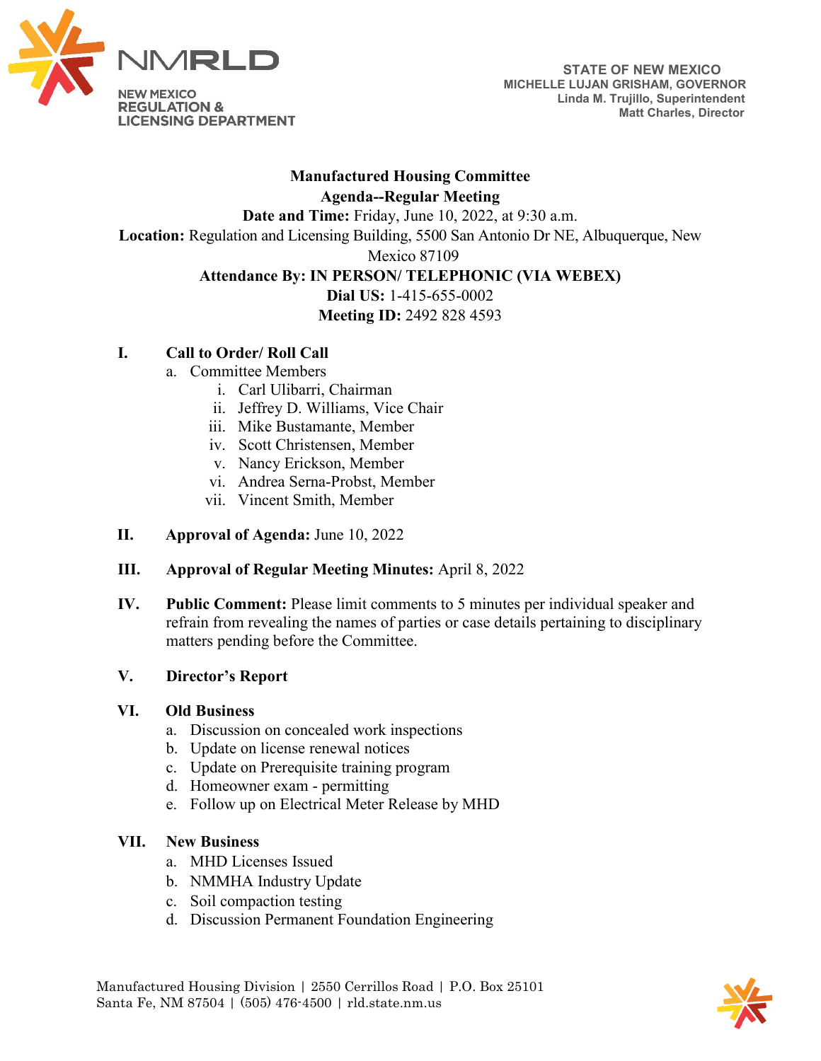NMRLD

NEW MEXICO
REGULATION &
LICENSING DEPARTMENT

STATE OF NEW MEXICO
MICHELLE LUJAN GRISHAM, GOVERNOR
Linda M. Trujillo, Superintendent
Matt Charles, Director

**Manufactured Housing Committee**
**Agenda--Regular Meeting**
**Date and Time:** Friday, June 10, 2022, at 9:30 a.m.
**Location:** Regulation and Licensing Building, 5500 San Antonio Dr NE, Albuquerque, New Mexico 87109
**Attendance By: IN PERSON/ TELEPHONIC (VIA WEBEX)**
**Dial US:** 1-415-655-0002
**Meeting ID:** 2492 828 4593

**I. Call to Order/ Roll Call**
- a. Committee Members
  - i. Carl Ulibarri, Chairman
  - ii. Jeffrey D. Williams, Vice Chair
  - iii. Mike Bustamante, Member
  - iv. Scott Christensen, Member
  - v. Nancy Erickson, Member
  - vi. Andrea Serna-Probst, Member
  - vii. Vincent Smith, Member

**II. Approval of Agenda:** June 10, 2022

**III. Approval of Regular Meeting Minutes:** April 8, 2022

**IV. Public Comment:** Please limit comments to 5 minutes per individual speaker and refrain from revealing the names of parties or case details pertaining to disciplinary matters pending before the Committee.

**V. Director's Report**

**VI. Old Business**
- a. Discussion on concealed work inspections
- b. Update on license renewal notices
- c. Update on Prerequisite training program
- d. Homeowner exam - permitting
- e. Follow up on Electrical Meter Release by MHD

**VII. New Business**
- a. MHD Licenses Issued
- b. NMMHA Industry Update
- c. Soil compaction testing
- d. Discussion Permanent Foundation Engineering

Manufactured Housing Division | 2550 Cerrillos Road | P.O. Box 25101
Santa Fe, NM 87504 | (505) 476-4500 | rld.state.nm.us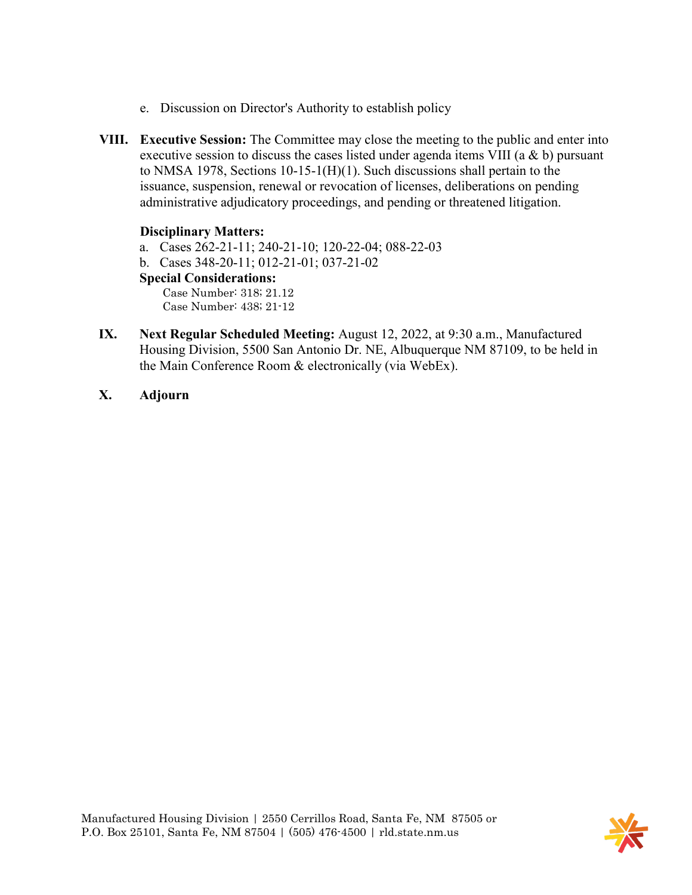e. Discussion on Director's Authority to establish policy

**VIII. Executive Session:** The Committee may close the meeting to the public and enter into executive session to discuss the cases listed under agenda items VIII (a & b) pursuant to NMSA 1978, Sections 10-15-1(H)(1). Such discussions shall pertain to the issuance, suspension, renewal or revocation of licenses, deliberations on pending administrative adjudicatory proceedings, and pending or threatened litigation.

**Disciplinary Matters:**

a. Cases 262-21-11; 240-21-10; 120-22-04; 088-22-03

b. Cases 348-20-11; 012-21-01; 037-21-02

**Special Considerations:**

Case Number: 318; 21.12

Case Number: 438; 21-12

**IX. Next Regular Scheduled Meeting:** August 12, 2022, at 9:30 a.m., Manufactured Housing Division, 5500 San Antonio Dr. NE, Albuquerque NM 87109, to be held in the Main Conference Room & electronically (via WebEx).

**X. Adjourn**

Manufactured Housing Division | 2550 Cerrillos Road, Santa Fe, NM 87505 or P.O. Box 25101, Santa Fe, NM 87504 | (505) 476-4500 | rld.state.nm.us